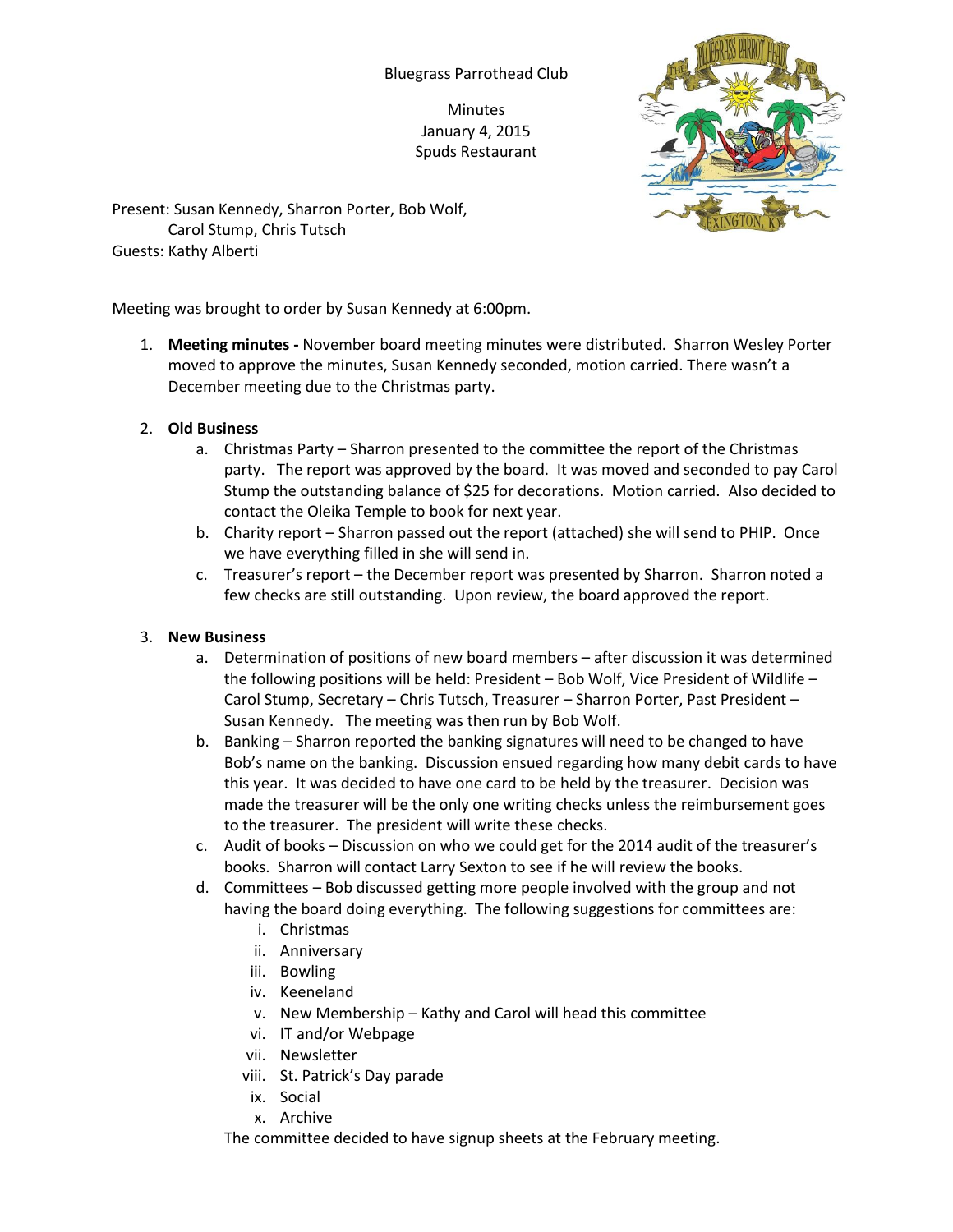Bluegrass Parrothead Club

Minutes
January 4, 2015
Spuds Restaurant

Present: Susan Kennedy, Sharron Porter, Bob Wolf,
Carol Stump, Chris Tutsch
Guests: Kathy Alberti

Meeting was brought to order by Susan Kennedy at 6:00pm.

1. **Meeting minutes -** November board meeting minutes were distributed. Sharron Wesley Porter moved to approve the minutes, Susan Kennedy seconded, motion carried. There wasn't a December meeting due to the Christmas party.

2. **Old Business**
   a. Christmas Party – Sharron presented to the committee the report of the Christmas party. The report was approved by the board. It was moved and seconded to pay Carol Stump the outstanding balance of $25 for decorations. Motion carried. Also decided to contact the Oleika Temple to book for next year.
   b. Charity report – Sharron passed out the report (attached) she will send to PHIP. Once we have everything filled in she will send in.
   c. Treasurer's report – the December report was presented by Sharron. Sharron noted a few checks are still outstanding. Upon review, the board approved the report.

3. **New Business**
   a. Determination of positions of new board members – after discussion it was determined the following positions will be held: President – Bob Wolf, Vice President of Wildlife – Carol Stump, Secretary – Chris Tutsch, Treasurer – Sharron Porter, Past President – Susan Kennedy. The meeting was then run by Bob Wolf.
   b. Banking – Sharron reported the banking signatures will need to be changed to have Bob's name on the banking. Discussion ensued regarding how many debit cards to have this year. It was decided to have one card to be held by the treasurer. Decision was made the treasurer will be the only one writing checks unless the reimbursement goes to the treasurer. The president will write these checks.
   c. Audit of books – Discussion on who we could get for the 2014 audit of the treasurer's books. Sharron will contact Larry Sexton to see if he will review the books.
   d. Committees – Bob discussed getting more people involved with the group and not having the board doing everything. The following suggestions for committees are:
      i. Christmas
      ii. Anniversary
      iii. Bowling
      iv. Keeneland
      v. New Membership – Kathy and Carol will head this committee
      vi. IT and/or Webpage
      vii. Newsletter
      viii. St. Patrick's Day parade
      ix. Social
      x. Archive

   The committee decided to have signup sheets at the February meeting.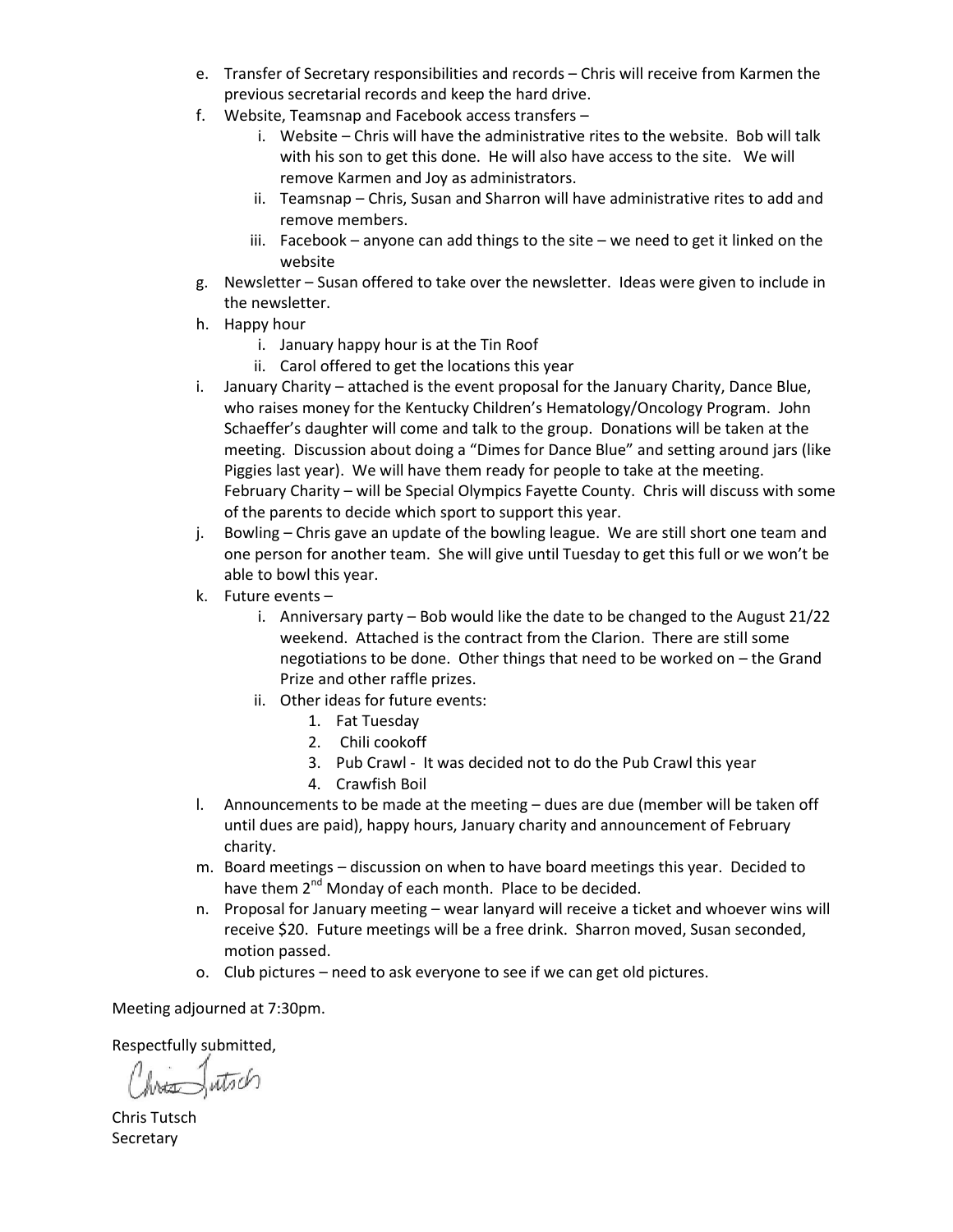e. Transfer of Secretary responsibilities and records – Chris will receive from Karmen the previous secretarial records and keep the hard drive.

f. Website, Teamsnap and Facebook access transfers –

   i. Website – Chris will have the administrative rites to the website. Bob will talk with his son to get this done. He will also have access to the site. We will remove Karmen and Joy as administrators.

   ii. Teamsnap – Chris, Susan and Sharron will have administrative rites to add and remove members.

   iii. Facebook – anyone can add things to the site – we need to get it linked on the website

g. Newsletter – Susan offered to take over the newsletter. Ideas were given to include in the newsletter.

h. Happy hour

   i. January happy hour is at the Tin Roof

   ii. Carol offered to get the locations this year

i. January Charity – attached is the event proposal for the January Charity, Dance Blue, who raises money for the Kentucky Children's Hematology/Oncology Program. John Schaeffer's daughter will come and talk to the group. Donations will be taken at the meeting. Discussion about doing a "Dimes for Dance Blue" and setting around jars (like Piggies last year). We will have them ready for people to take at the meeting. February Charity – will be Special Olympics Fayette County. Chris will discuss with some of the parents to decide which sport to support this year.

j. Bowling – Chris gave an update of the bowling league. We are still short one team and one person for another team. She will give until Tuesday to get this full or we won't be able to bowl this year.

k. Future events –

   i. Anniversary party – Bob would like the date to be changed to the August 21/22 weekend. Attached is the contract from the Clarion. There are still some negotiations to be done. Other things that need to be worked on – the Grand Prize and other raffle prizes.

   ii. Other ideas for future events:

      1. Fat Tuesday
      2. Chili cookoff
      3. Pub Crawl - It was decided not to do the Pub Crawl this year
      4. Crawfish Boil

l. Announcements to be made at the meeting – dues are due (member will be taken off until dues are paid), happy hours, January charity and announcement of February charity.

m. Board meetings – discussion on when to have board meetings this year. Decided to have them 2nd Monday of each month. Place to be decided.

n. Proposal for January meeting – wear lanyard will receive a ticket and whoever wins will receive $20. Future meetings will be a free drink. Sharron moved, Susan seconded, motion passed.

o. Club pictures – need to ask everyone to see if we can get old pictures.

Meeting adjourned at 7:30pm.

Respectfully submitted,

Chris Tutsch

Chris Tutsch
Secretary